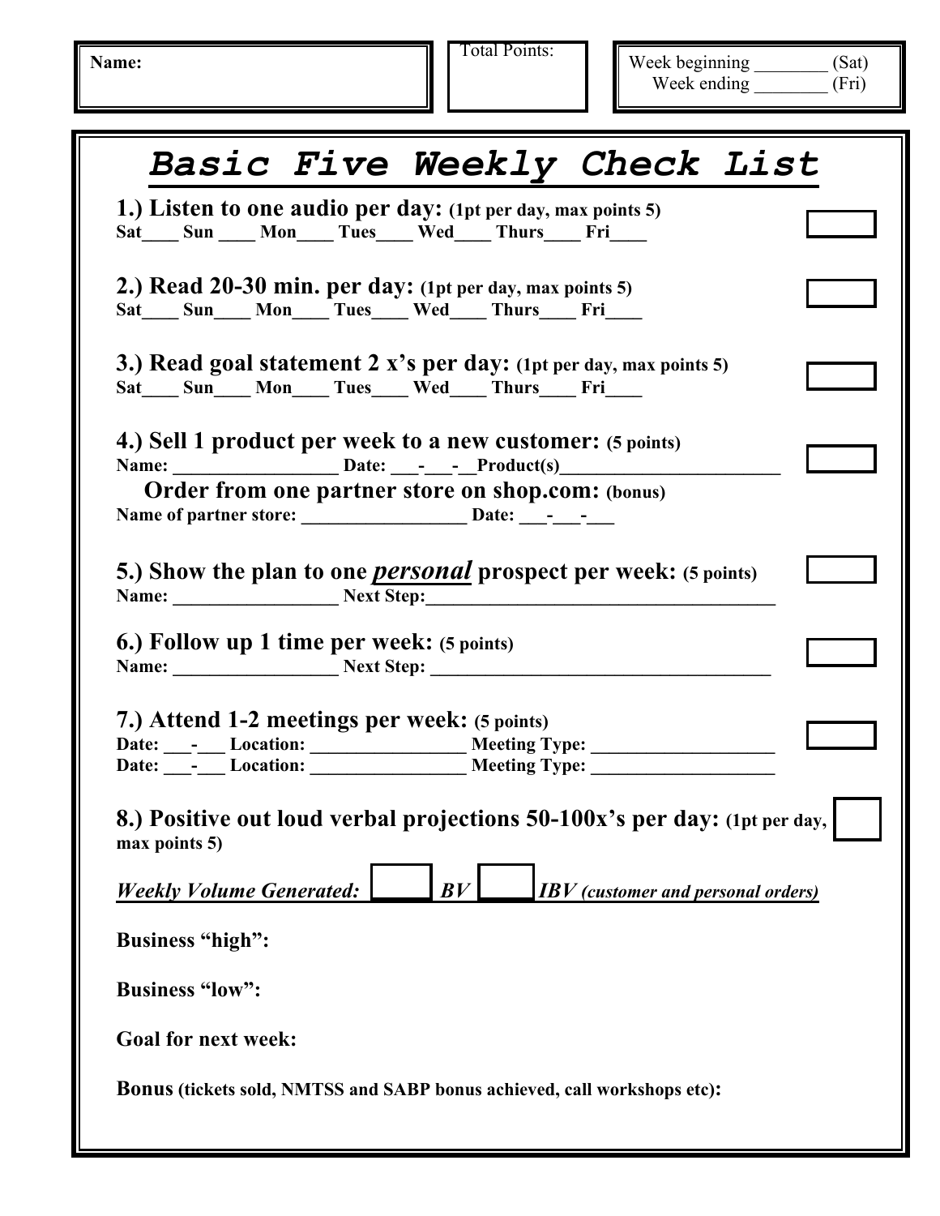**Name:**

Total Points:

Week beginning ________ (Sat)
Week ending ________ (Fri)

# *Basic Five Weekly Check List*

**1.) Listen to one audio per day:** **(1pt per day, max points 5)**
**Sat____ Sun ____ Mon____ Tues____ Wed____ Thurs____ Fri____**

**2.) Read 20-30 min. per day:** **(1pt per day, max points 5)**
**Sat____ Sun____ Mon____ Tues____ Wed____ Thurs____ Fri____**

**3.) Read goal statement 2 x's per day:** **(1pt per day, max points 5)**
**Sat____ Sun____ Mon____ Tues____ Wed____ Thurs____ Fri____**

**4.) Sell 1 product per week to a new customer:** **(5 points)**
**Name: _________________ Date: ___-___-__Product(s)_______________________**

**Order from one partner store on shop.com:** **(bonus)**
**Name of partner store: _________________ Date: ___-___-___**

**5.) Show the plan to one *<u>personal</u>* prospect per week:** **(5 points)**
**Name: _________________ Next Step:____________________________________**

**6.) Follow up 1 time per week:** **(5 points)**
**Name: _________________ Next Step: ____________________________________**

**7.) Attend 1-2 meetings per week:** **(5 points)**
**Date: ___-___ Location: ________________ Meeting Type: ___________________**
**Date: ___-___ Location: ________________ Meeting Type: ___________________**

**8.) Positive out loud verbal projections 50-100x's per day:** **(1pt per day, max points 5)**

***Weekly Volume Generated:*** ______ ***BV*** ______ ***IBV (customer and personal orders)***

**Business "high":**

**Business "low":**

**Goal for next week:**

**Bonus (tickets sold, NMTSS and SABP bonus achieved, call workshops etc):**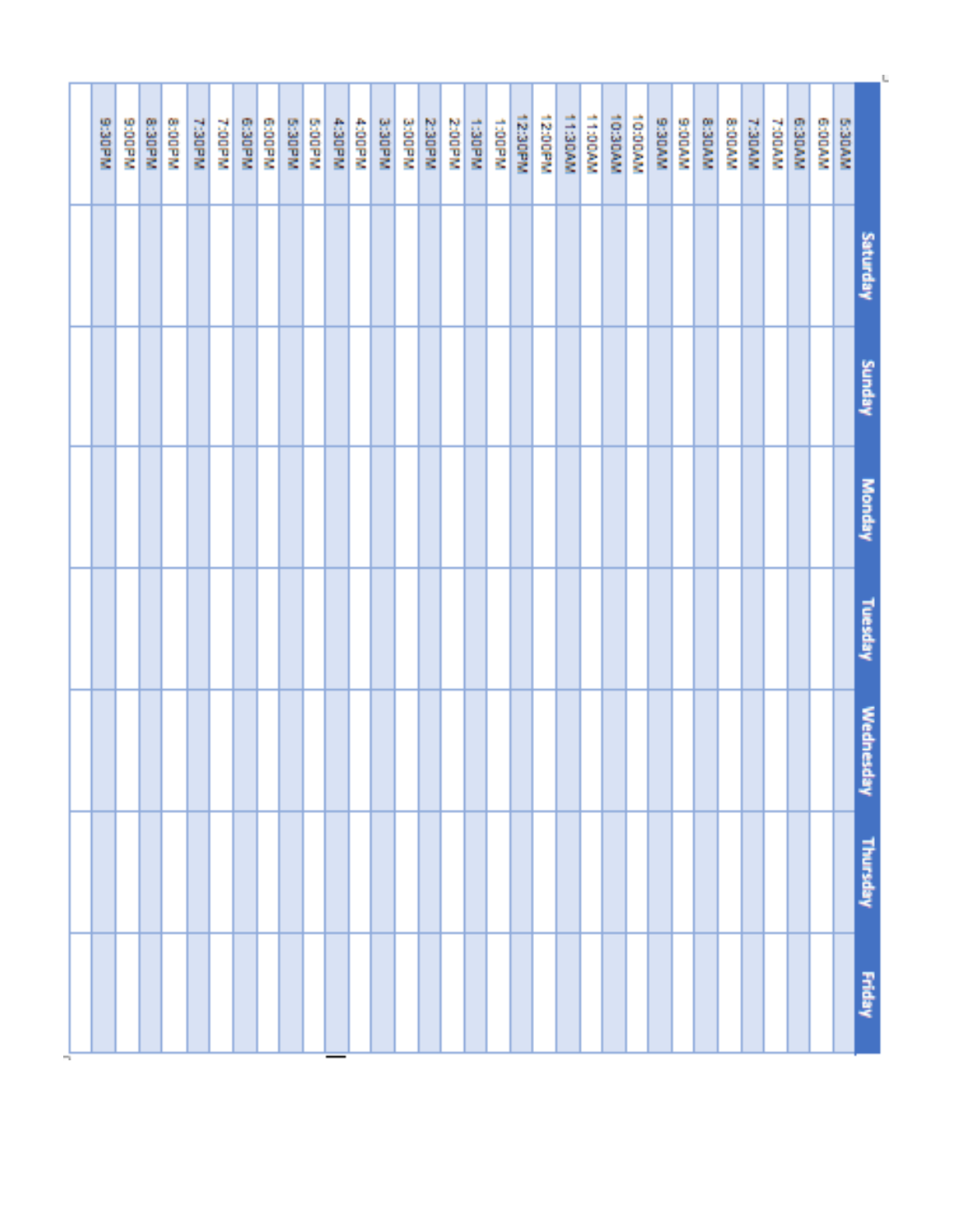| | Saturday | Sunday | Monday | Tuesday | Wednesday | Thursday | Friday |
|---|---|---|---|---|---|---|---|
| 5:30AM | | | | | | | |
| 6:00AM | | | | | | | |
| 6:30AM | | | | | | | |
| 7:00AM | | | | | | | |
| 7:30AM | | | | | | | |
| 8:00AM | | | | | | | |
| 8:30AM | | | | | | | |
| 9:00AM | | | | | | | |
| 9:30AM | | | | | | | |
| 10:00AM | | | | | | | |
| 10:30AM | | | | | | | |
| 11:00AM | | | | | | | |
| 11:30AM | | | | | | | |
| 12:00PM | | | | | | | |
| 12:30PM | | | | | | | |
| 1:00PM | | | | | | | |
| 1:30PM | | | | | | | |
| 2:00PM | | | | | | | |
| 2:30PM | | | | | | | |
| 3:00PM | | | | | | | |
| 3:30PM | | | | | | | |
| 4:00PM | | | | | | | |
| 4:30PM | | | | | | | |
| 5:00PM | | | | | | | |
| 5:30PM | | | | | | | |
| 6:00PM | | | | | | | |
| 6:30PM | | | | | | | |
| 7:00PM | | | | | | | |
| 7:30PM | | | | | | | |
| 8:00PM | | | | | | | |
| 8:30PM | | | | | | | |
| 9:00PM | | | | | | | |
| 9:30PM | | | | | | | |
| | | | | | | | |